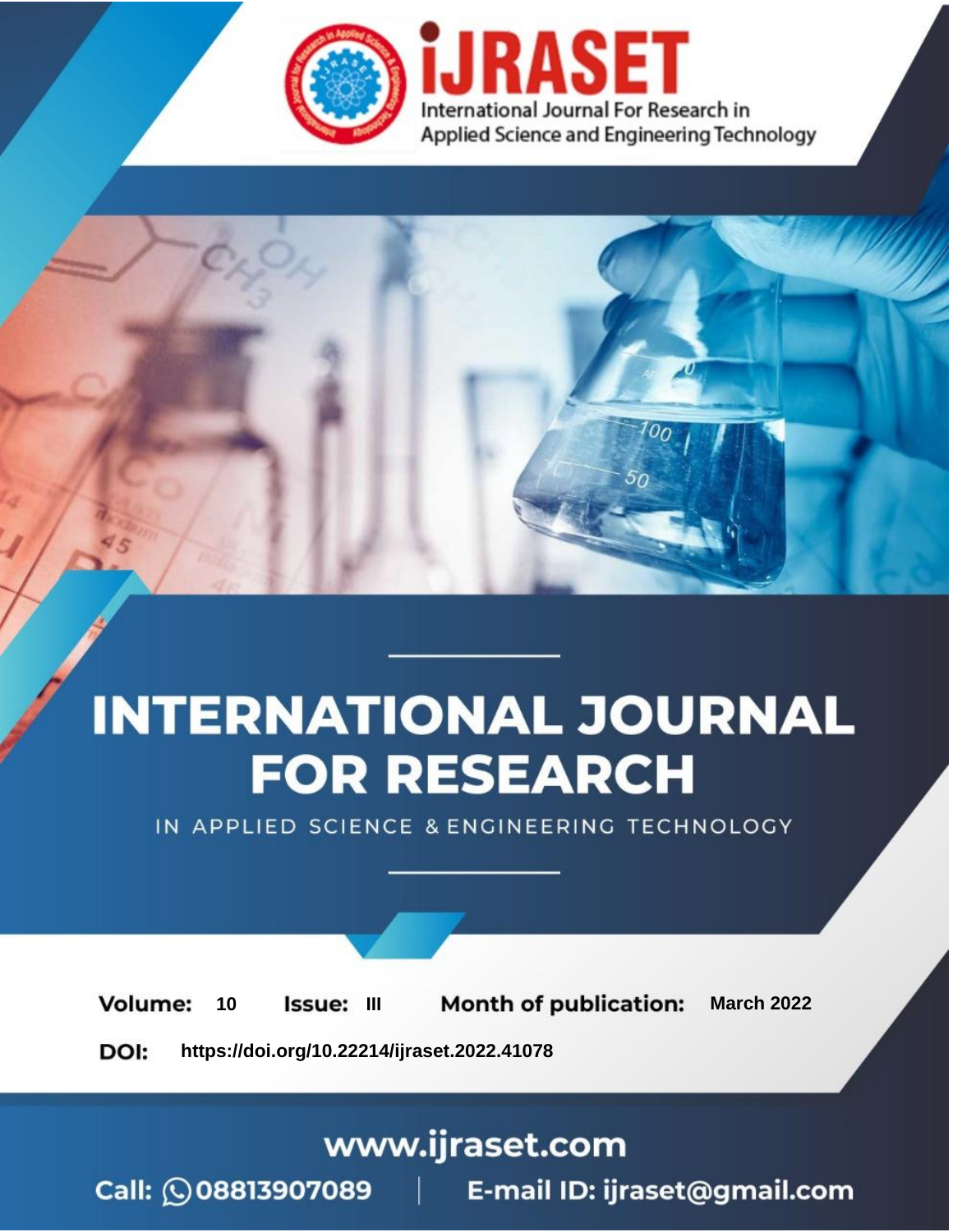# INTERNATIONAL JOURNAL FOR RESEARCH

IN APPLIED SCIENCE & ENGINEERING TECHNOLOGY

**Volume:** 10 **Issue:** III **Month of publication:** March 2022

**DOI:** https://doi.org/10.22214/ijraset.2022.41078

www.ijraset.com

Call: 08813907089 | E-mail ID: ijraset@gmail.com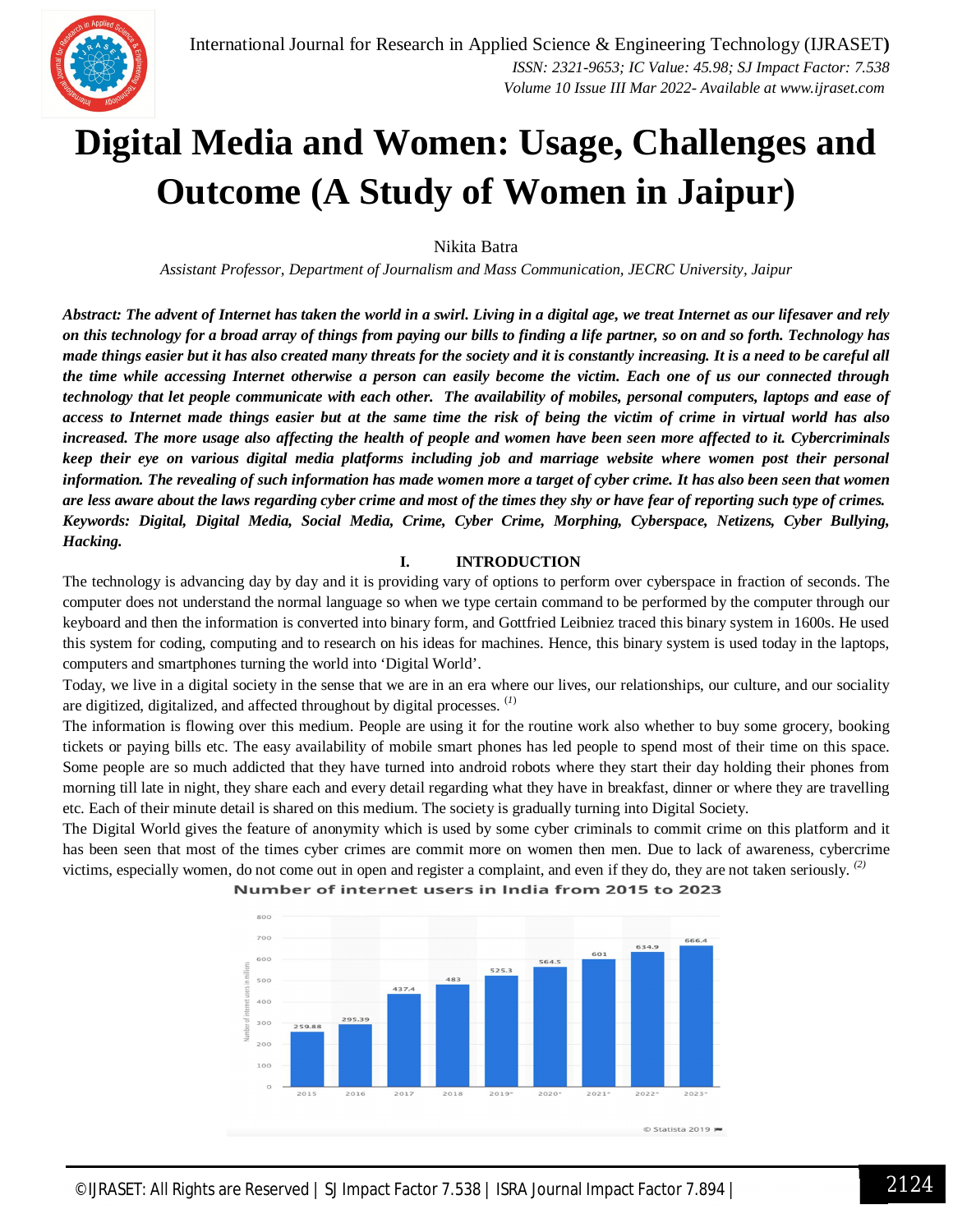# Digital Media and Women: Usage, Challenges and Outcome (A Study of Women in Jaipur)

Nikita Batra

*Assistant Professor, Department of Journalism and Mass Communication, JECRC University, Jaipur*

***Abstract:** The advent of Internet has taken the world in a swirl. Living in a digital age, we treat Internet as our lifesaver and rely on this technology for a broad array of things from paying our bills to finding a life partner, so on and so forth. Technology has made things easier but it has also created many threats for the society and it is constantly increasing. It is a need to be careful all the time while accessing Internet otherwise a person can easily become the victim. Each one of us our connected through technology that let people communicate with each other. The availability of mobiles, personal computers, laptops and ease of access to Internet made things easier but at the same time the risk of being the victim of crime in virtual world has also increased. The more usage also affecting the health of people and women have been seen more affected to it. Cybercriminals keep their eye on various digital media platforms including job and marriage website where women post their personal information. The revealing of such information has made women more a target of cyber crime. It has also been seen that women are less aware about the laws regarding cyber crime and most of the times they shy or have fear of reporting such type of crimes.*

***Keywords:** Digital, Digital Media, Social Media, Crime, Cyber Crime, Morphing, Cyberspace, Netizens, Cyber Bullying, Hacking.*

## I. INTRODUCTION

The technology is advancing day by day and it is providing vary of options to perform over cyberspace in fraction of seconds. The computer does not understand the normal language so when we type certain command to be performed by the computer through our keyboard and then the information is converted into binary form, and Gottfried Leibniez traced this binary system in 1600s. He used this system for coding, computing and to research on his ideas for machines. Hence, this binary system is used today in the laptops, computers and smartphones turning the world into 'Digital World'.

Today, we live in a digital society in the sense that we are in an era where our lives, our relationships, our culture, and our sociality are digitized, digitalized, and affected throughout by digital processes. (1)

The information is flowing over this medium. People are using it for the routine work also whether to buy some grocery, booking tickets or paying bills etc. The easy availability of mobile smart phones has led people to spend most of their time on this space. Some people are so much addicted that they have turned into android robots where they start their day holding their phones from morning till late in night, they share each and every detail regarding what they have in breakfast, dinner or where they are travelling etc. Each of their minute detail is shared on this medium. The society is gradually turning into Digital Society.

The Digital World gives the feature of anonymity which is used by some cyber criminals to commit crime on this platform and it has been seen that most of the times cyber crimes are commit more on women then men. Due to lack of awareness, cybercrime victims, especially women, do not come out in open and register a complaint, and even if they do, they are not taken seriously. (2)

Number of internet users in India from 2015 to 2023

| Year | Number of internet users in millions |
|---|---|
| 2015 | 259.88 |
| 2016 | 295.39 |
| 2017 | 437.4 |
| 2018 | 483 |
| 2019* | 525.3 |
| 2020* | 564.5 |
| 2021* | 601 |
| 2022* | 634.9 |
| 2023* | 666.4 |

© Statista 2019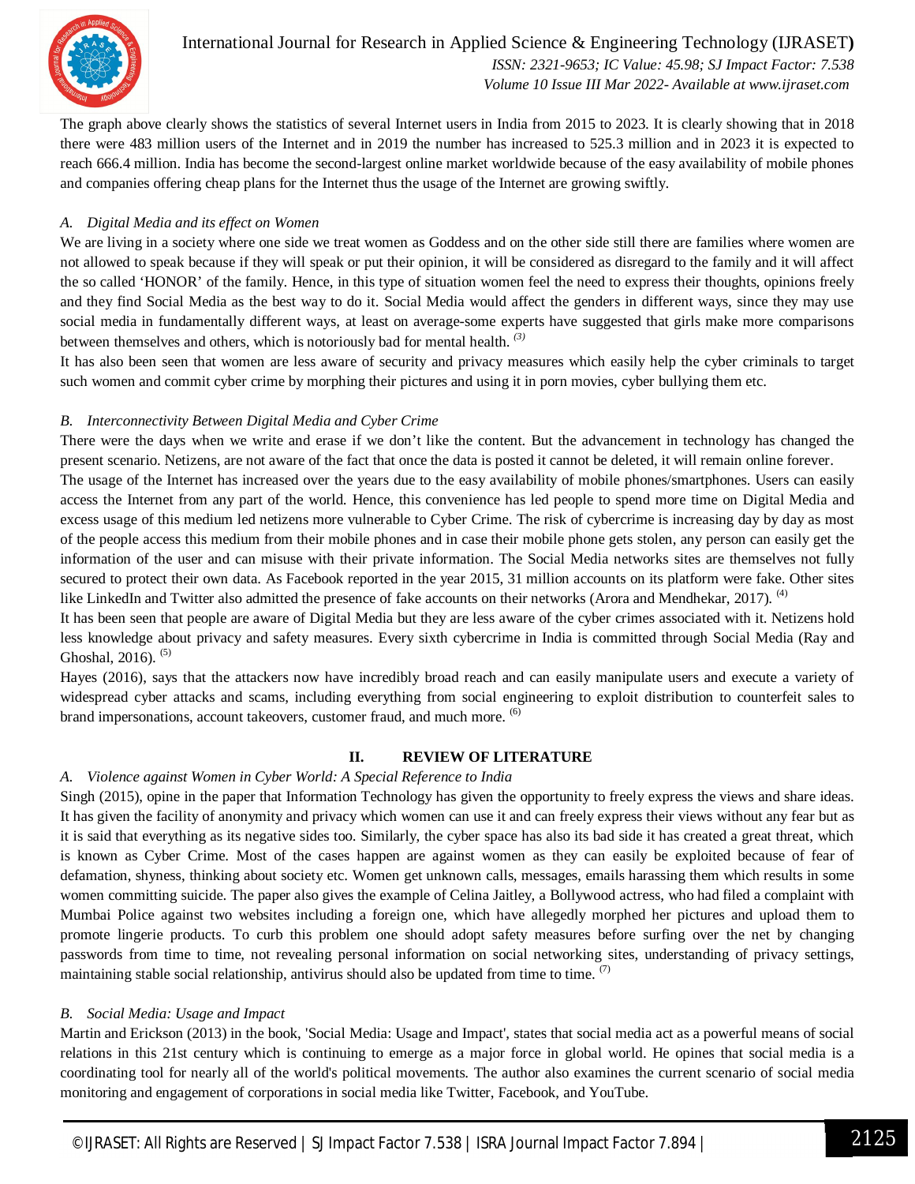The graph above clearly shows the statistics of several Internet users in India from 2015 to 2023. It is clearly showing that in 2018 there were 483 million users of the Internet and in 2019 the number has increased to 525.3 million and in 2023 it is expected to reach 666.4 million. India has become the second-largest online market worldwide because of the easy availability of mobile phones and companies offering cheap plans for the Internet thus the usage of the Internet are growing swiftly.

### *A. Digital Media and its effect on Women*

We are living in a society where one side we treat women as Goddess and on the other side still there are families where women are not allowed to speak because if they will speak or put their opinion, it will be considered as disregard to the family and it will affect the so called 'HONOR' of the family. Hence, in this type of situation women feel the need to express their thoughts, opinions freely and they find Social Media as the best way to do it. Social Media would affect the genders in different ways, since they may use social media in fundamentally different ways, at least on average-some experts have suggested that girls make more comparisons between themselves and others, which is notoriously bad for mental health. [(3)]

It has also been seen that women are less aware of security and privacy measures which easily help the cyber criminals to target such women and commit cyber crime by morphing their pictures and using it in porn movies, cyber bullying them etc.

### *B. Interconnectivity Between Digital Media and Cyber Crime*

There were the days when we write and erase if we don't like the content. But the advancement in technology has changed the present scenario. Netizens, are not aware of the fact that once the data is posted it cannot be deleted, it will remain online forever.

The usage of the Internet has increased over the years due to the easy availability of mobile phones/smartphones. Users can easily access the Internet from any part of the world. Hence, this convenience has led people to spend more time on Digital Media and excess usage of this medium led netizens more vulnerable to Cyber Crime. The risk of cybercrime is increasing day by day as most of the people access this medium from their mobile phones and in case their mobile phone gets stolen, any person can easily get the information of the user and can misuse with their private information. The Social Media networks sites are themselves not fully secured to protect their own data. As Facebook reported in the year 2015, 31 million accounts on its platform were fake. Other sites like LinkedIn and Twitter also admitted the presence of fake accounts on their networks (Arora and Mendhekar, 2017). [(4)]

It has been seen that people are aware of Digital Media but they are less aware of the cyber crimes associated with it. Netizens hold less knowledge about privacy and safety measures. Every sixth cybercrime in India is committed through Social Media (Ray and Ghoshal, 2016). [(5)]

Hayes (2016), says that the attackers now have incredibly broad reach and can easily manipulate users and execute a variety of widespread cyber attacks and scams, including everything from social engineering to exploit distribution to counterfeit sales to brand impersonations, account takeovers, customer fraud, and much more. [(6)]

## II. REVIEW OF LITERATURE

### *A. Violence against Women in Cyber World: A Special Reference to India*

Singh (2015), opine in the paper that Information Technology has given the opportunity to freely express the views and share ideas. It has given the facility of anonymity and privacy which women can use it and can freely express their views without any fear but as it is said that everything as its negative sides too. Similarly, the cyber space has also its bad side it has created a great threat, which is known as Cyber Crime. Most of the cases happen are against women as they can easily be exploited because of fear of defamation, shyness, thinking about society etc. Women get unknown calls, messages, emails harassing them which results in some women committing suicide. The paper also gives the example of Celina Jaitley, a Bollywood actress, who had filed a complaint with Mumbai Police against two websites including a foreign one, which have allegedly morphed her pictures and upload them to promote lingerie products. To curb this problem one should adopt safety measures before surfing over the net by changing passwords from time to time, not revealing personal information on social networking sites, understanding of privacy settings, maintaining stable social relationship, antivirus should also be updated from time to time. [(7)]

### *B. Social Media: Usage and Impact*

Martin and Erickson (2013) in the book, 'Social Media: Usage and Impact', states that social media act as a powerful means of social relations in this 21st century which is continuing to emerge as a major force in global world. He opines that social media is a coordinating tool for nearly all of the world's political movements. The author also examines the current scenario of social media monitoring and engagement of corporations in social media like Twitter, Facebook, and YouTube.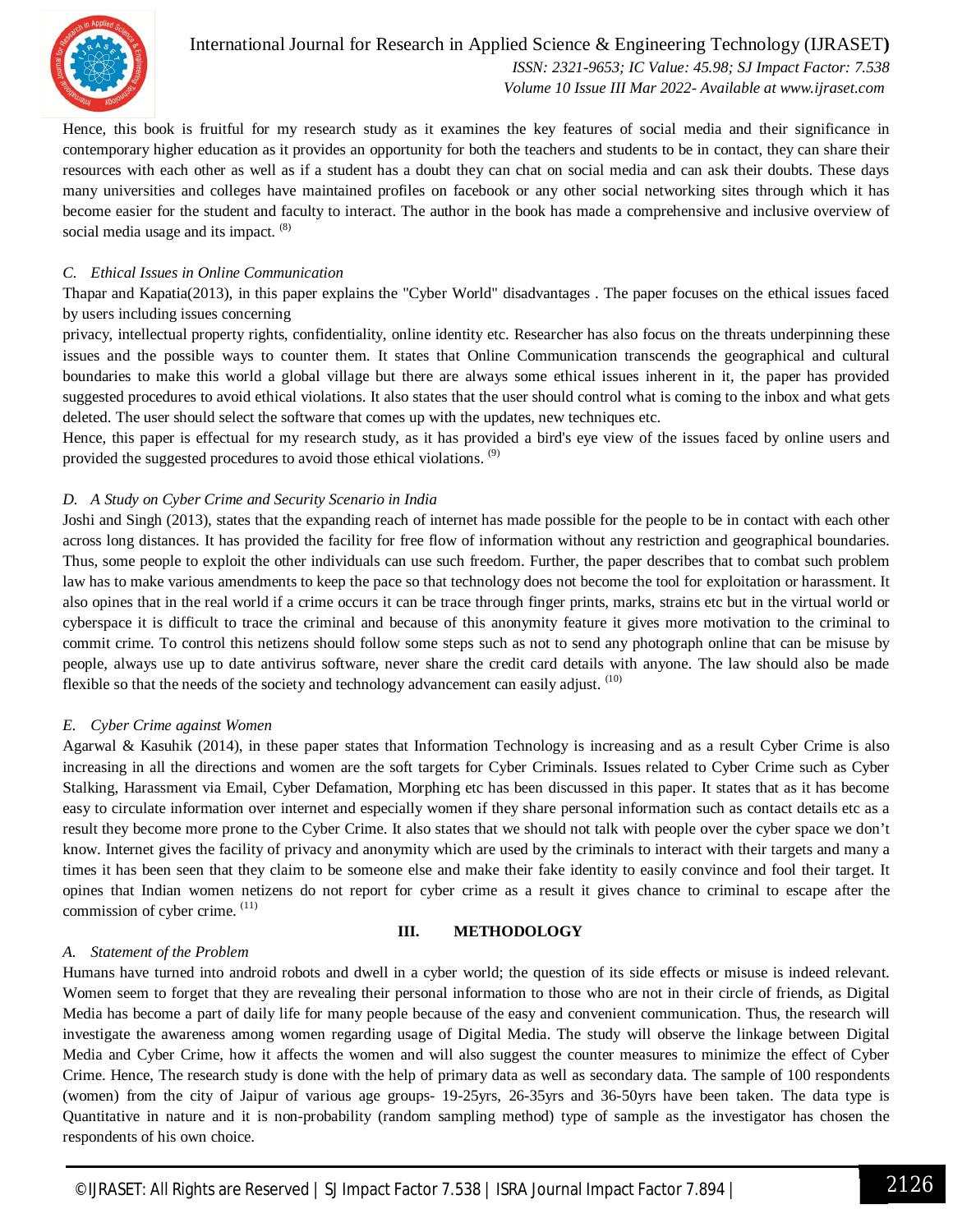Hence, this book is fruitful for my research study as it examines the key features of social media and their significance in contemporary higher education as it provides an opportunity for both the teachers and students to be in contact, they can share their resources with each other as well as if a student has a doubt they can chat on social media and can ask their doubts. These days many universities and colleges have maintained profiles on facebook or any other social networking sites through which it has become easier for the student and faculty to interact. The author in the book has made a comprehensive and inclusive overview of social media usage and its impact. (8)

### *C. Ethical Issues in Online Communication*

Thapar and Kapatia(2013), in this paper explains the "Cyber World" disadvantages . The paper focuses on the ethical issues faced by users including issues concerning

privacy, intellectual property rights, confidentiality, online identity etc. Researcher has also focus on the threats underpinning these issues and the possible ways to counter them. It states that Online Communication transcends the geographical and cultural boundaries to make this world a global village but there are always some ethical issues inherent in it, the paper has provided suggested procedures to avoid ethical violations. It also states that the user should control what is coming to the inbox and what gets deleted. The user should select the software that comes up with the updates, new techniques etc.

Hence, this paper is effectual for my research study, as it has provided a bird's eye view of the issues faced by online users and provided the suggested procedures to avoid those ethical violations. (9)

### *D. A Study on Cyber Crime and Security Scenario in India*

Joshi and Singh (2013), states that the expanding reach of internet has made possible for the people to be in contact with each other across long distances. It has provided the facility for free flow of information without any restriction and geographical boundaries. Thus, some people to exploit the other individuals can use such freedom. Further, the paper describes that to combat such problem law has to make various amendments to keep the pace so that technology does not become the tool for exploitation or harassment. It also opines that in the real world if a crime occurs it can be trace through finger prints, marks, strains etc but in the virtual world or cyberspace it is difficult to trace the criminal and because of this anonymity feature it gives more motivation to the criminal to commit crime. To control this netizens should follow some steps such as not to send any photograph online that can be misuse by people, always use up to date antivirus software, never share the credit card details with anyone. The law should also be made flexible so that the needs of the society and technology advancement can easily adjust. (10)

### *E. Cyber Crime against Women*

Agarwal & Kasuhik (2014), in these paper states that Information Technology is increasing and as a result Cyber Crime is also increasing in all the directions and women are the soft targets for Cyber Criminals. Issues related to Cyber Crime such as Cyber Stalking, Harassment via Email, Cyber Defamation, Morphing etc has been discussed in this paper. It states that as it has become easy to circulate information over internet and especially women if they share personal information such as contact details etc as a result they become more prone to the Cyber Crime. It also states that we should not talk with people over the cyber space we don't know. Internet gives the facility of privacy and anonymity which are used by the criminals to interact with their targets and many a times it has been seen that they claim to be someone else and make their fake identity to easily convince and fool their target. It opines that Indian women netizens do not report for cyber crime as a result it gives chance to criminal to escape after the commission of cyber crime. (11)

## III. METHODOLOGY

### *A. Statement of the Problem*

Humans have turned into android robots and dwell in a cyber world; the question of its side effects or misuse is indeed relevant. Women seem to forget that they are revealing their personal information to those who are not in their circle of friends, as Digital Media has become a part of daily life for many people because of the easy and convenient communication. Thus, the research will investigate the awareness among women regarding usage of Digital Media. The study will observe the linkage between Digital Media and Cyber Crime, how it affects the women and will also suggest the counter measures to minimize the effect of Cyber Crime. Hence, The research study is done with the help of primary data as well as secondary data. The sample of 100 respondents (women) from the city of Jaipur of various age groups- 19-25yrs, 26-35yrs and 36-50yrs have been taken. The data type is Quantitative in nature and it is non-probability (random sampling method) type of sample as the investigator has chosen the respondents of his own choice.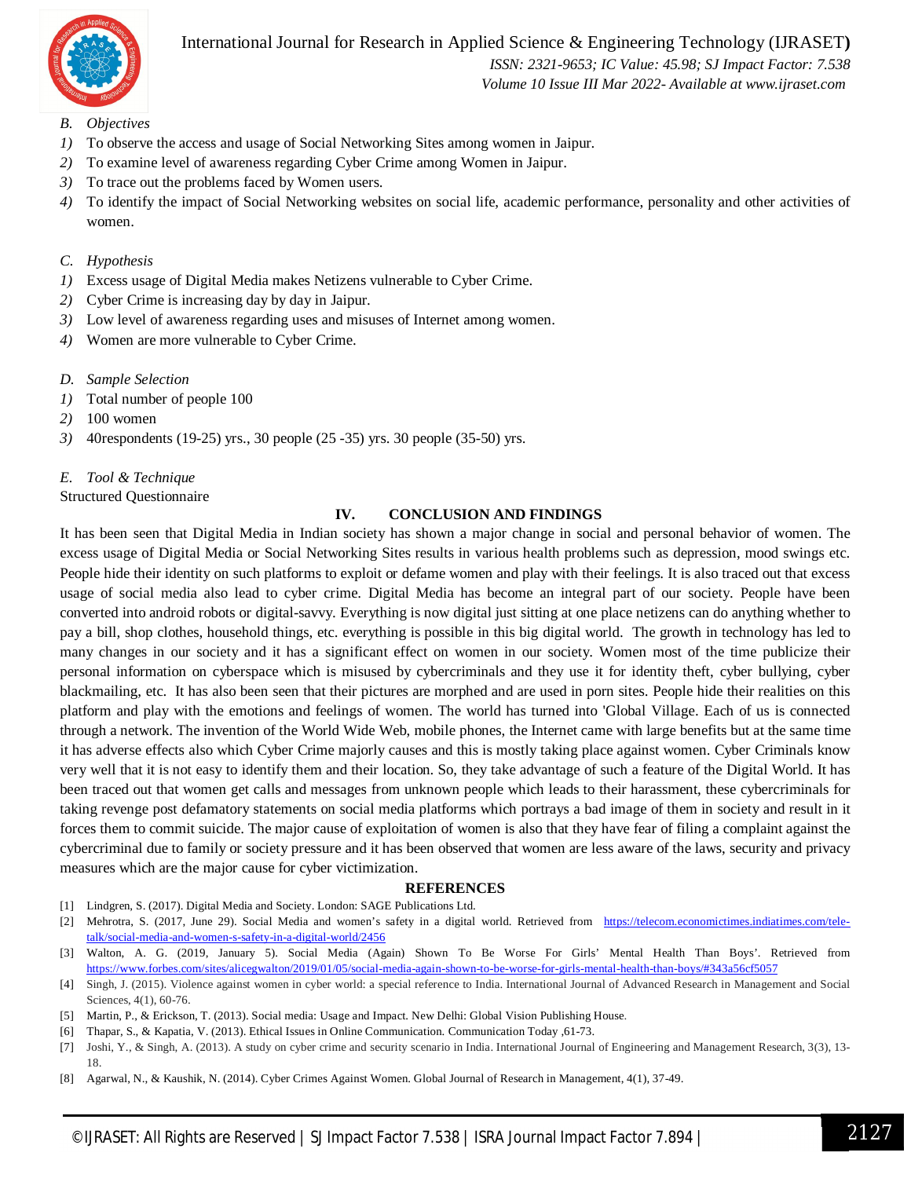### B. Objectives

1) To observe the access and usage of Social Networking Sites among women in Jaipur.
2) To examine level of awareness regarding Cyber Crime among Women in Jaipur.
3) To trace out the problems faced by Women users.
4) To identify the impact of Social Networking websites on social life, academic performance, personality and other activities of women.

### C. Hypothesis

1) Excess usage of Digital Media makes Netizens vulnerable to Cyber Crime.
2) Cyber Crime is increasing day by day in Jaipur.
3) Low level of awareness regarding uses and misuses of Internet among women.
4) Women are more vulnerable to Cyber Crime.

### D. Sample Selection

1) Total number of people 100
2) 100 women
3) 40respondents (19-25) yrs., 30 people (25 -35) yrs. 30 people (35-50) yrs.

### E. Tool & Technique

Structured Questionnaire

## IV. CONCLUSION AND FINDINGS

It has been seen that Digital Media in Indian society has shown a major change in social and personal behavior of women. The excess usage of Digital Media or Social Networking Sites results in various health problems such as depression, mood swings etc. People hide their identity on such platforms to exploit or defame women and play with their feelings. It is also traced out that excess usage of social media also lead to cyber crime. Digital Media has become an integral part of our society. People have been converted into android robots or digital-savvy. Everything is now digital just sitting at one place netizens can do anything whether to pay a bill, shop clothes, household things, etc. everything is possible in this big digital world. The growth in technology has led to many changes in our society and it has a significant effect on women in our society. Women most of the time publicize their personal information on cyberspace which is misused by cybercriminals and they use it for identity theft, cyber bullying, cyber blackmailing, etc. It has also been seen that their pictures are morphed and are used in porn sites. People hide their realities on this platform and play with the emotions and feelings of women. The world has turned into 'Global Village. Each of us is connected through a network. The invention of the World Wide Web, mobile phones, the Internet came with large benefits but at the same time it has adverse effects also which Cyber Crime majorly causes and this is mostly taking place against women. Cyber Criminals know very well that it is not easy to identify them and their location. So, they take advantage of such a feature of the Digital World. It has been traced out that women get calls and messages from unknown people which leads to their harassment, these cybercriminals for taking revenge post defamatory statements on social media platforms which portrays a bad image of them in society and result in it forces them to commit suicide. The major cause of exploitation of women is also that they have fear of filing a complaint against the cybercriminal due to family or society pressure and it has been observed that women are less aware of the laws, security and privacy measures which are the major cause for cyber victimization.

## REFERENCES

[1] Lindgren, S. (2017). Digital Media and Society. London: SAGE Publications Ltd.

[2] Mehrotra, S. (2017, June 29). Social Media and women's safety in a digital world. Retrieved from https://telecom.economictimes.indiatimes.com/tele-talk/social-media-and-women-s-safety-in-a-digital-world/2456

[3] Walton, A. G. (2019, January 5). Social Media (Again) Shown To Be Worse For Girls' Mental Health Than Boys'. Retrieved from https://www.forbes.com/sites/alicegwalton/2019/01/05/social-media-again-shown-to-be-worse-for-girls-mental-health-than-boys/#343a56cf5057

[4] Singh, J. (2015). Violence against women in cyber world: a special reference to India. International Journal of Advanced Research in Management and Social Sciences, 4(1), 60-76.

[5] Martin, P., & Erickson, T. (2013). Social media: Usage and Impact. New Delhi: Global Vision Publishing House.

[6] Thapar, S., & Kapatia, V. (2013). Ethical Issues in Online Communication. Communication Today ,61-73.

[7] Joshi, Y., & Singh, A. (2013). A study on cyber crime and security scenario in India. International Journal of Engineering and Management Research, 3(3), 13-18.

[8] Agarwal, N., & Kaushik, N. (2014). Cyber Crimes Against Women. Global Journal of Research in Management, 4(1), 37-49.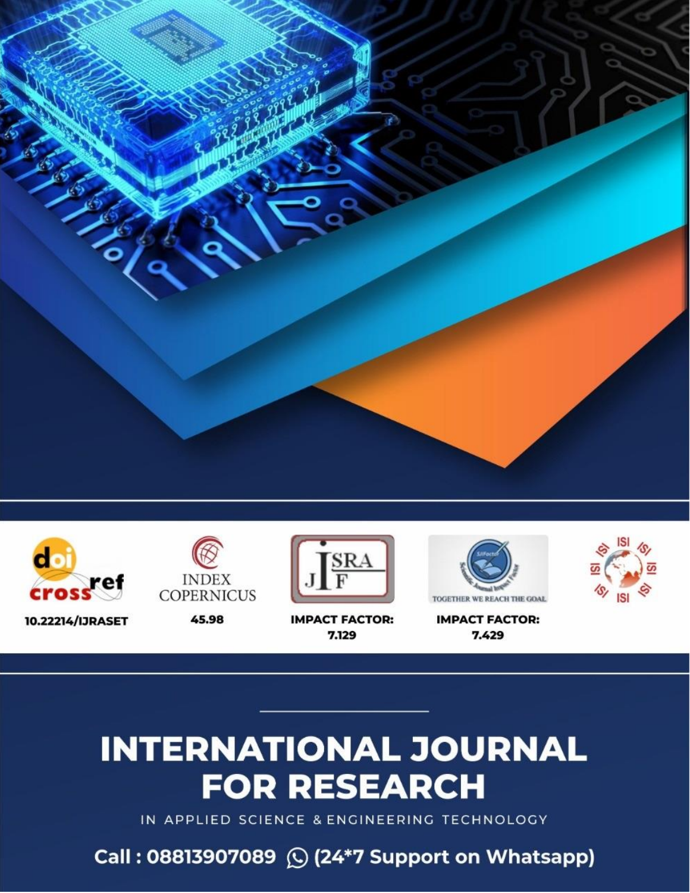10.22214/IJRASET

INDEX COPERNICUS

45.98

IMPACT FACTOR: 7.129

IMPACT FACTOR: 7.429

# INTERNATIONAL JOURNAL FOR RESEARCH

IN APPLIED SCIENCE & ENGINEERING TECHNOLOGY

Call : 08813907089 (24*7 Support on Whatsapp)